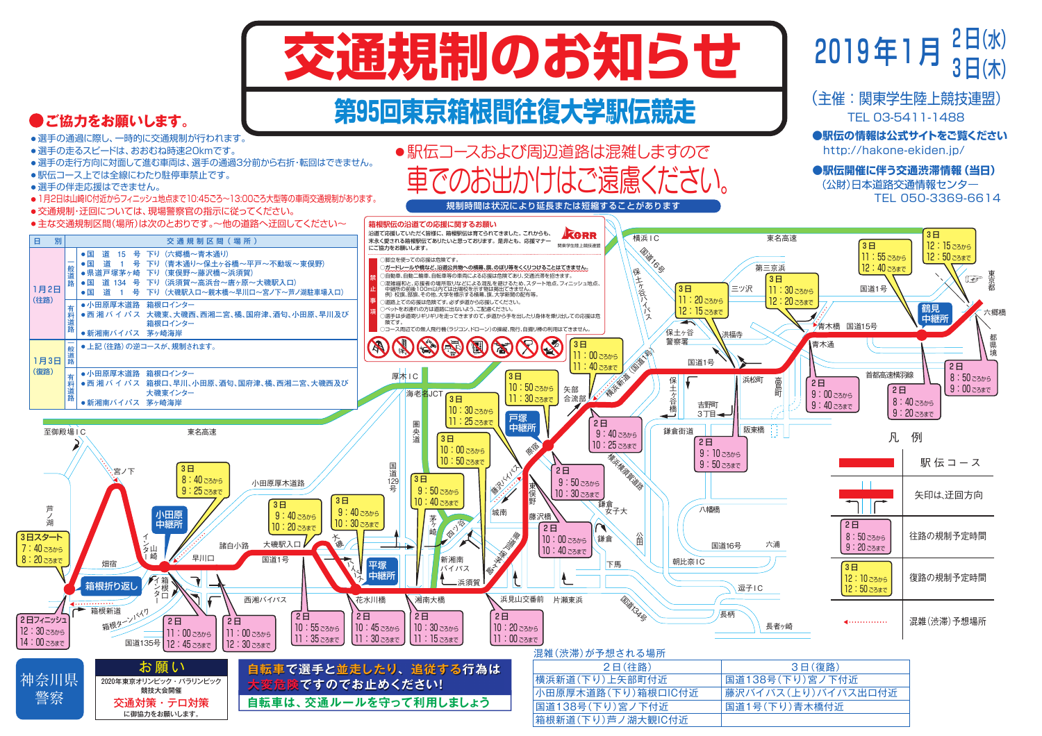# 交通規制のお知らせ

## 第95回東京箱根間往復大学駅伝競走

2019年1月 2日(水) 3日(木)

（主催：関東学生陸上競技連盟）
TEL 03-5411-1488

**●駅伝の情報は公式サイトをご覧ください**
http://hakone-ekiden.jp/

**●駅伝開催に伴う交通渋滞情報（当日）**
（公財）日本道路交通情報センター
TEL 050-3369-6614

## ●ご協力をお願いします。

- 選手の通過に際し、一時的に交通規制が行われます。
- 選手の走るスピードは、おおむね時速20kmです。
- 選手の走行方向に対面して進む車両は、選手の通過3分前から右折・転回はできません。
- 駅伝コース上では全線にわたり駐停車禁止です。
- 選手の伴走応援はできません。
- 1月2日は山崎IC付近からフィニッシュ地点まで10:45ごろ～13:00ごろ大型等の車両交通規制があります。
- 交通規制・迂回については、現場警察官の指示に従ってください。
- 主な交通規制区間（場所）は次のとおりです。～他の道路へ迂回してください～

●駅伝コースおよび周辺道路は混雑しますので
**車でのお出かけはご遠慮ください。**

規制時間は状況により延長または短縮することがあります

| 日　別 | | 交通規制区間（場所） |
|---|---|---|
| 1月2日（往路） | 一般道路 | ●国道15号 下り（六郷橋～青木通り）<br>●国道1号 下り（青木通り～保土ケ谷橋～平戸～不動坂～東俣野）<br>●県道戸塚茅ケ崎 下り（東俣野～藤沢橋～浜須賀）<br>●国道134号 下り（浜須賀～高浜台～唐ヶ原～大磯駅入口）<br>●国道1号 下り（大磯駅入口～親木橋～早川口～宮ノ下～芦ノ湖駐車場入口） |
| | 有料道路 | ●小田原厚木道路 箱根ロインター<br>●西湘バイパス 大磯東、大磯西、西湘二宮、橘、国府津、酒匂、小田原、早川及び箱根ロインター<br>●新湘南バイパス 茅ヶ崎海岸 |
| 1月3日（復路） | 一般道路 | ●上記（往路）の逆コースが、規制されます。 |
| | 有料道路 | ●小田原厚木道路 箱根ロインター<br>●西湘バイパス 箱根口、早川、小田原、酒匂、国府津、橘、西湘二宮、大磯西及び大磯東インター<br>●新湘南バイパス 茅ヶ崎海岸 |

### 箱根駅伝の沿道での応援に関するお願い

沿道で応援していただく皆様に、箱根駅伝は育てられてきました。これからも、末永く愛される箱根駅伝でありたいと思っております。是非とも、応援マナーにご協力をお願いいたします。

禁止事項
- 歩道を使っての応援は危険です。
- ガードレールや橋など、沿道公共物への横断、旗、のぼり等をくくりつけることはできません。
- 自動車、自動二輪車、自転車等の車両による応援は危険であり、交通法令違反を招きます。
- 混雑緩和と、応援者の場所取りなどによる混乱を避けるため、スタート地点、フィニッシュ地点、中継所の前後100m以内では出場校を示す物は掲出できません。例）校旗、部旗、その他、大学を標示する横幕、旗、大学新聞の配布等。
- 道路上での応援は危険です。必ず歩道から応援してください。
- ペットをお連れの方は道路に出ないよう、ご配慮ください。
- 選手は歩道寄りギリギリを走ってきますので、歩道から手を出したり身体を乗り出しての応援は限ります。
- コース周辺での無人飛行機（ラジコン、ドローン）の操縦、飛行、自撮り棒の利用はできません。

KGRR 関東学生陸上競技連盟

### 規制予定時間（地図）

| 地点 | 2日（往路） | 3日（復路） |
|---|---|---|
| 鶴見中継所付近（六郷橋側） | 8:50ごろから 9:00ごろまで | 12:15ごろから 12:50ごろまで |
| 鶴見中継所 | 8:40ごろから 9:20ごろまで | 11:55ごろから 12:40ごろまで |
| 青木通 | 9:00ごろから 9:40ごろまで | 11:30ごろから 12:20ごろまで |
| 保土ケ谷 | 9:10ごろから 9:50ごろまで | 11:20ごろから 12:15ごろまで |
| 横浜新道 | 9:40ごろから 10:25ごろまで | 11:00ごろから 11:40ごろまで |
| 戸塚中継所 | 9:50ごろから 10:30ごろまで | 10:50ごろから 11:30ごろまで |
| 藤沢橋 | 10:00ごろから 10:40ごろまで | 10:30ごろから 11:25ごろまで |
| 浜見山交番前 | 10:20ごろから 11:00ごろまで | 10:00ごろから 10:50ごろまで |
| 湘南大橋 | 10:30ごろから 11:15ごろまで | 9:50ごろから 10:40ごろまで |
| 平塚中継所（花水川橋） | 10:45ごろから 11:30ごろまで | 9:40ごろから 10:30ごろまで |
| 大磯 | 10:55ごろから 11:35ごろまで | 9:40ごろから 10:20ごろまで |
| 小田原中継所付近 | 11:00ごろから 12:30ごろまで | 8:40ごろから 9:25ごろまで |
| 箱根口 | 11:00ごろから 12:45ごろまで | |
| 芦ノ湖 | 2日フィニッシュ 12:30ごろから 14:00ごろまで | 3日スタート 7:40ごろから 8:20ごろまで |

### 凡例

- 駅伝コース
- 矢印は、迂回方向
- 2日 8:50ごろから 9:20ごろまで：往路の規制予定時間
- 3日 12:10ごろから 12:50ごろまで：復路の規制予定時間
- 混雑（渋滞）予想場所

### 混雑（渋滞）が予想される場所

| 2日（往路） | 3日（復路） |
|---|---|
| 横浜新道（下り）上矢部町付近 | 国道138号（下り）宮ノ下付近 |
| 小田原厚木道路（下り）箱根ロIC付近 | 藤沢バイパス（上り）バイパス出口付近 |
| 国道138号（下り）宮ノ下付近 | 国道1号（下り）青木橋付近 |
| 箱根新道（下り）芦ノ湖大観IC付近 | |

神奈川県警察

**お願い**
2020年東京オリンピック・パラリンピック競技大会開催
交通対策・テロ対策
に御協力をお願いします。

**自転車で選手と並走したり、追従する行為は大変危険ですのでお止めください！**
**自転車は、交通ルールを守って利用しましょう**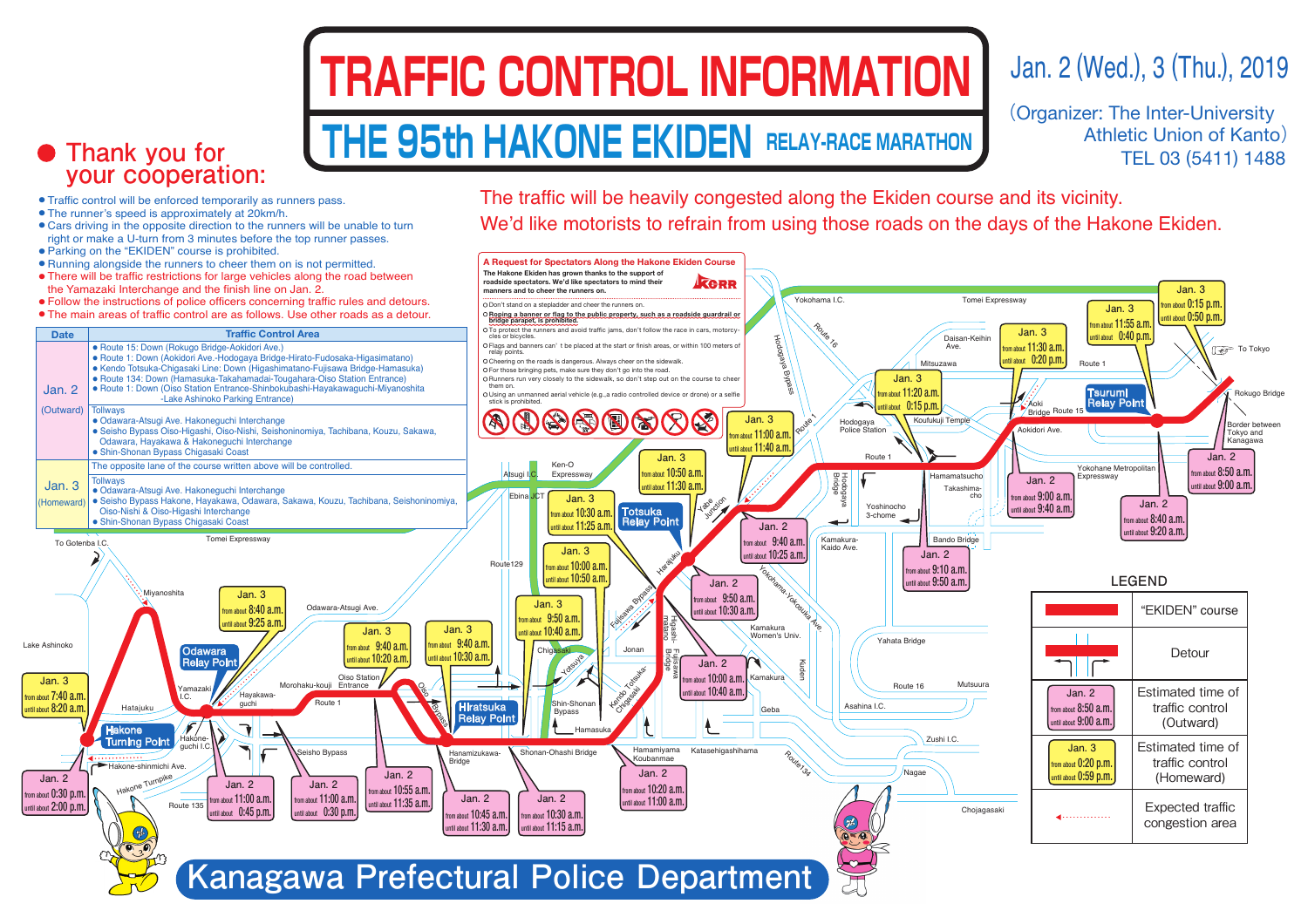# TRAFFIC CONTROL INFORMATION

## THE 95th HAKONE EKIDEN RELAY-RACE MARATHON

Jan. 2 (Wed.), 3 (Thu.), 2019

(Organizer: The Inter-University Athletic Union of Kanto)
TEL 03 (5411) 1488

## ● Thank you for your cooperation:

- Traffic control will be enforced temporarily as runners pass.
- The runner's speed is approximately at 20km/h.
- Cars driving in the opposite direction to the runners will be unable to turn right or make a U-turn from 3 minutes before the top runner passes.
- Parking on the "EKIDEN" course is prohibited.
- Running alongside the runners to cheer them on is not permitted.
- There will be traffic restrictions for large vehicles along the road between the Yamazaki Interchange and the finish line on Jan. 2.
- Follow the instructions of police officers concerning traffic rules and detours.
- The main areas of traffic control are as follows. Use other roads as a detour.

The traffic will be heavily congested along the Ekiden course and its vicinity.
We'd like motorists to refrain from using those roads on the days of the Hakone Ekiden.

| Date | Traffic Control Area |
|---|---|
| Jan. 2 (Outward) | ● Route 15: Down (Rokugo Bridge-Aokidori Ave.)<br>● Route 1: Down (Aokidori Ave.-Hodogaya Bridge-Hirato-Fudosaka-Higasimatano)<br>● Kendo Totsuka-Chigasaki Line: Down (Higashimatano-Fujisawa Bridge-Hamasuka)<br>● Route 134: Down (Hamasuka-Takahamadai-Tougahara-Oiso Station Entrance)<br>● Route 1: Down (Oiso Station Entrance-Shinbokubashi-Hayakawaguchi-Miyanoshita -Lake Ashinoko Parking Entrance) |
| | Tollways<br>● Odawara-Atsugi Ave. Hakoneguchi Interchange<br>● Seisho Bypass Oiso-Higashi, Oiso-Nishi, Seishoninomiya, Tachibana, Kouzu, Sakawa, Odawara, Hayakawa & Hakoneguchi Interchange<br>● Shin-Shonan Bypass Chigasaki Coast |
| Jan. 3 (Homeward) | The opposite lane of the course written above will be controlled. |
| | Tollways<br>● Odawara-Atsugi Ave. Hakoneguchi Interchange<br>● Seisho Bypass Hakone, Hayakawa, Odawara, Sakawa, Kouzu, Tachibana, Seishoninomiya, Oiso-Nishi & Oiso-Higashi Interchange<br>● Shin-Shonan Bypass Chigasaki Coast |

### A Request for Spectators Along the Hakone Ekiden Course

The Hakone Ekiden has grown thanks to the support of roadside spectators. We'd like spectators to mind their manners and to cheer the runners on.

- Don't stand on a stepladder and cheer the runners on.
- Roping a banner or flag to the public property, such as a roadside guardrail or bridge parapet, is prohibited.
- To protect the runners and avoid traffic jams, don't follow the race in cars, motorcycles or bicycles.
- Flags and banners can't be placed at the start or finish areas, or within 100 meters of relay points.
- Cheering on the roads is dangerous. Always cheer on the sidewalk.
- For those bringing pets, make sure they don't go into the road.
- Runners run very closely to the sidewalk, so don't step out on the course to cheer them on.
- Using an unmanned aerial vehicle (e.g.,a radio controlled device or drone) of a selfie stick is prohibited.

Map estimated times of traffic control:

- Rokugo Bridge: Jan. 2 from about 8:50 a.m. until about 9:00 a.m.; Jan. 3 from about 0:15 p.m. until about 0:50 p.m.
- Tsurumi Relay Point: Jan. 2 from about 8:40 a.m. until about 9:20 a.m.; Jan. 3 from about 11:55 a.m. until about 0:40 p.m.
- Aoki Bridge / Aokidori Ave.: Jan. 2 from about 9:00 a.m. until about 9:40 a.m.; Jan. 3 from about 11:30 a.m. until about 0:20 p.m.
- Bando Bridge / Hodogaya: Jan. 2 from about 9:10 a.m. until about 9:50 a.m.; Jan. 3 from about 11:20 a.m. until about 0:15 p.m.
- Hodogaya Bypass: Jan. 3 from about 11:00 a.m. until about 11:40 a.m.
- Totsuka Relay Point: Jan. 2 from about 9:40 a.m. until about 10:25 a.m.; Jan. 3 from about 10:50 a.m. until about 11:30 a.m.
- Jan. 3 from about 10:30 a.m. until about 11:25 a.m.
- Jan. 2 from about 9:50 a.m. until about 10:30 a.m.
- Jan. 3 from about 10:00 a.m. until about 10:50 a.m.
- Jan. 3 from about 9:50 a.m. until about 10:40 a.m.
- Fujisawa Bridge: Jan. 2 from about 10:00 a.m. until about 10:40 a.m.
- Hamamiyama Koubanmae: Jan. 2 from about 10:20 a.m. until about 11:00 a.m.
- Jan. 3 from about 9:40 a.m. until about 10:30 a.m.
- Jan. 3 from about 9:40 a.m. until about 10:20 a.m.
- Hiratsuka Relay Point: Jan. 2 from about 10:30 a.m. until about 11:15 a.m.
- Hanamizukawa Bridge: Jan. 2 from about 10:45 a.m. until about 11:30 a.m.
- Jan. 2 from about 10:55 a.m. until about 11:35 a.m.
- Odawara Relay Point: Jan. 3 from about 8:40 a.m. until about 9:25 a.m.
- Jan. 2 from about 11:00 a.m. until about 0:30 p.m.
- Jan. 2 from about 11:00 a.m. until about 0:45 p.m.
- Hakone Turning Point: Jan. 3 from about 7:40 a.m. until about 8:20 a.m.; Jan. 2 from about 0:30 p.m. until about 2:00 p.m.

## LEGEND

| | |
|---|---|
| (red line) | "EKIDEN" course |
| (detour arrows) | Detour |
| Jan. 2 from about 8:50 a.m. until about 9:00 a.m. | Estimated time of traffic control (Outward) |
| Jan. 3 from about 0:20 p.m. until about 0:59 p.m. | Estimated time of traffic control (Homeward) |
| (dotted arrow) | Expected traffic congestion area |

Kanagawa Prefectural Police Department